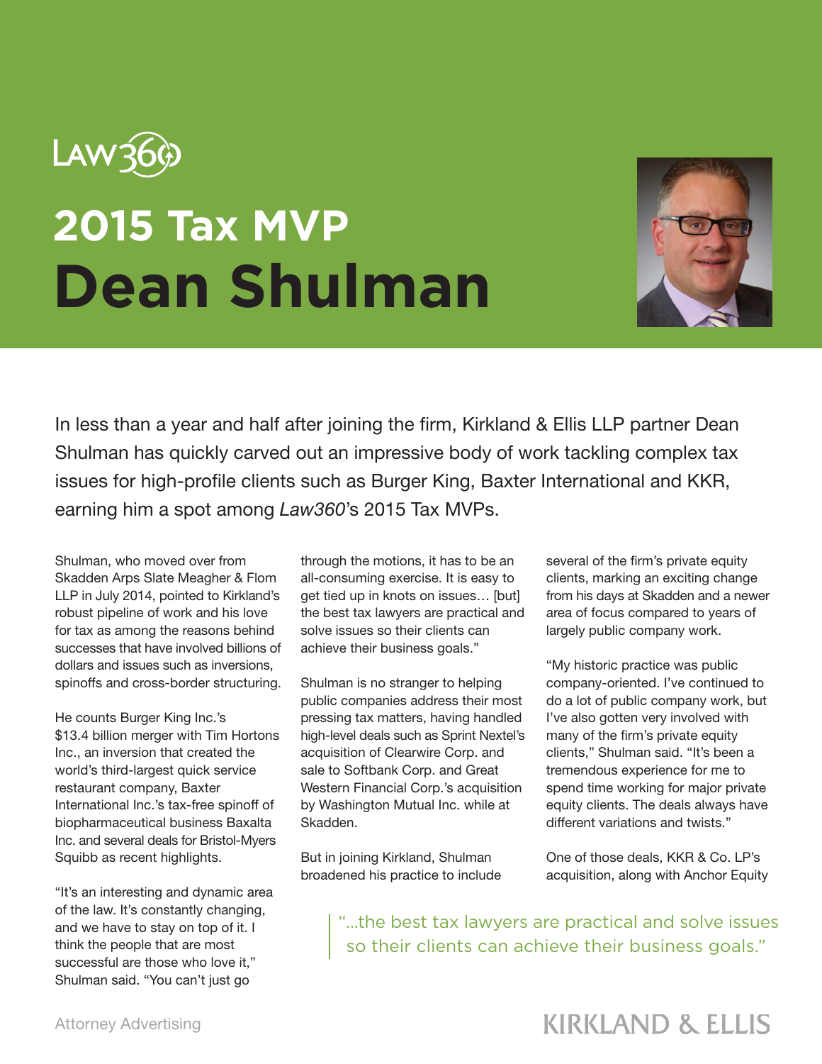Law360

# 2015 Tax MVP

# Dean Shulman

In less than a year and half after joining the firm, Kirkland & Ellis LLP partner Dean Shulman has quickly carved out an impressive body of work tackling complex tax issues for high-profile clients such as Burger King, Baxter International and KKR, earning him a spot among *Law360*'s 2015 Tax MVPs.

Shulman, who moved over from Skadden Arps Slate Meagher & Flom LLP in July 2014, pointed to Kirkland's robust pipeline of work and his love for tax as among the reasons behind successes that have involved billions of dollars and issues such as inversions, spinoffs and cross-border structuring.

He counts Burger King Inc.'s $13.4 billion merger with Tim Hortons Inc., an inversion that created the world's third-largest quick service restaurant company, Baxter International Inc.'s tax-free spinoff of biopharmaceutical business Baxalta Inc. and several deals for Bristol-Myers Squibb as recent highlights.

"It's an interesting and dynamic area of the law. It's constantly changing, and we have to stay on top of it. I think the people that are most successful are those who love it," Shulman said. "You can't just go through the motions, it has to be an all-consuming exercise. It is easy to get tied up in knots on issues… [but] the best tax lawyers are practical and solve issues so their clients can achieve their business goals."

Shulman is no stranger to helping public companies address their most pressing tax matters, having handled high-level deals such as Sprint Nextel's acquisition of Clearwire Corp. and sale to Softbank Corp. and Great Western Financial Corp.'s acquisition by Washington Mutual Inc. while at Skadden.

But in joining Kirkland, Shulman broadened his practice to include several of the firm's private equity clients, marking an exciting change from his days at Skadden and a newer area of focus compared to years of largely public company work.

"My historic practice was public company-oriented. I've continued to do a lot of public company work, but I've also gotten very involved with many of the firm's private equity clients," Shulman said. "It's been a tremendous experience for me to spend time working for major private equity clients. The deals always have different variations and twists."

One of those deals, KKR & Co. LP's acquisition, along with Anchor Equity

> "…the best tax lawyers are practical and solve issues so their clients can achieve their business goals."

Attorney Advertising

KIRKLAND & ELLIS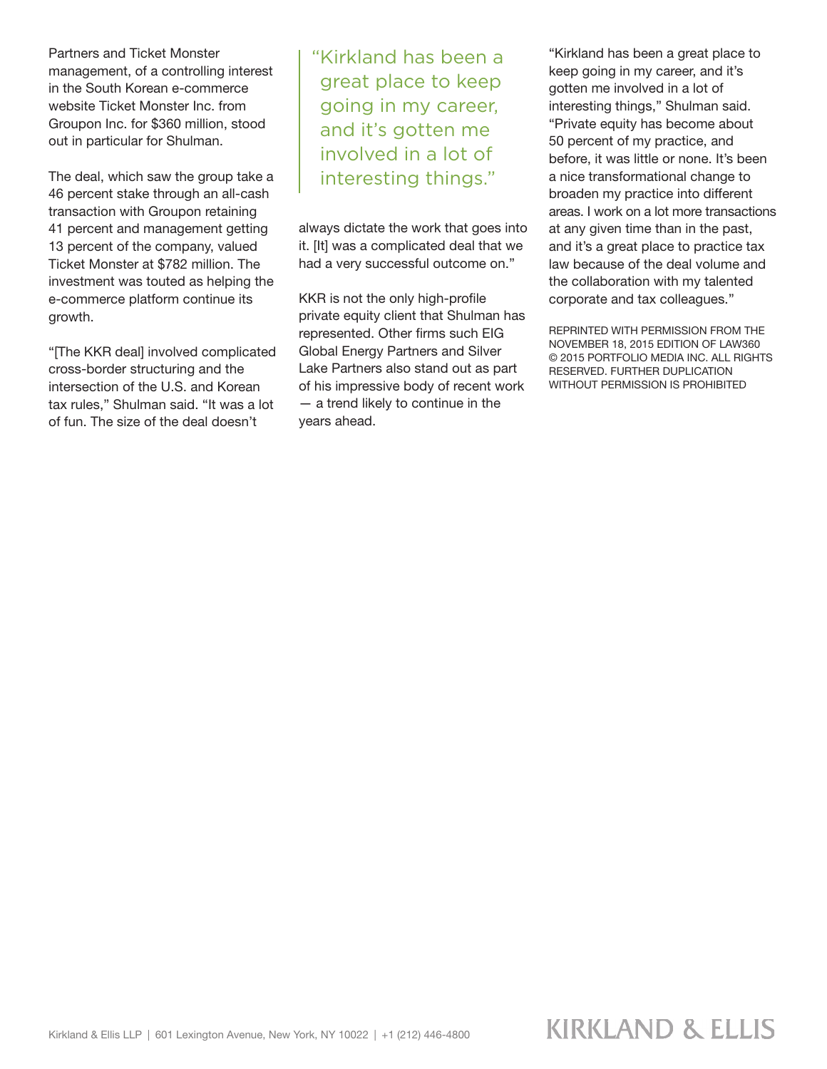Partners and Ticket Monster management, of a controlling interest in the South Korean e-commerce website Ticket Monster Inc. from Groupon Inc. for $360 million, stood out in particular for Shulman.

The deal, which saw the group take a 46 percent stake through an all-cash transaction with Groupon retaining 41 percent and management getting 13 percent of the company, valued Ticket Monster at $782 million. The investment was touted as helping the e-commerce platform continue its growth.

"[The KKR deal] involved complicated cross-border structuring and the intersection of the U.S. and Korean tax rules," Shulman said. "It was a lot of fun. The size of the deal doesn't always dictate the work that goes into it. [It] was a complicated deal that we had a very successful outcome on."

> "Kirkland has been a great place to keep going in my career, and it's gotten me involved in a lot of interesting things."

KKR is not the only high-profile private equity client that Shulman has represented. Other firms such EIG Global Energy Partners and Silver Lake Partners also stand out as part of his impressive body of recent work — a trend likely to continue in the years ahead.

"Kirkland has been a great place to keep going in my career, and it's gotten me involved in a lot of interesting things," Shulman said. "Private equity has become about 50 percent of my practice, and before, it was little or none. It's been a nice transformational change to broaden my practice into different areas. I work on a lot more transactions at any given time than in the past, and it's a great place to practice tax law because of the deal volume and the collaboration with my talented corporate and tax colleagues."

REPRINTED WITH PERMISSION FROM THE NOVEMBER 18, 2015 EDITION OF LAW360 © 2015 PORTFOLIO MEDIA INC. ALL RIGHTS RESERVED. FURTHER DUPLICATION WITHOUT PERMISSION IS PROHIBITED

Kirkland & Ellis LLP | 601 Lexington Avenue, New York, NY 10022 | +1 (212) 446-4800

KIRKLAND & ELLIS